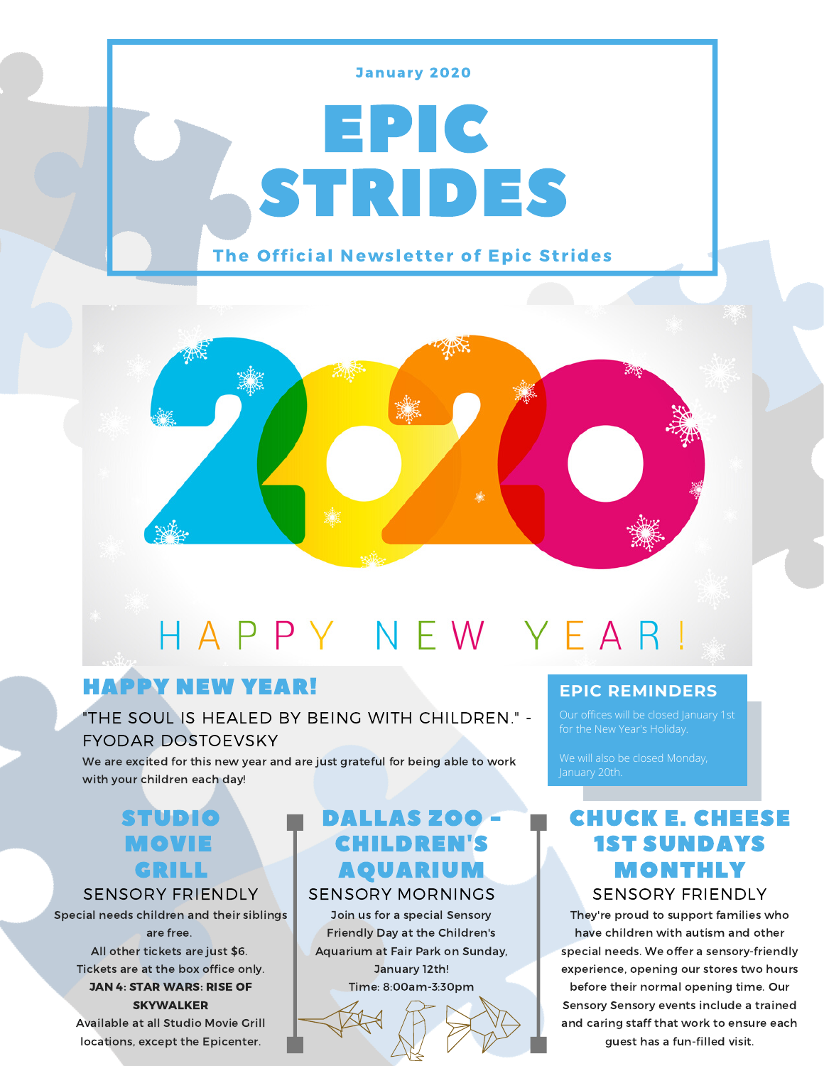January 2020

# EPIC STRIDES

The Official Newsletter of Epic Strides

2020

HAPPY NEW YEAR!

## HAPPY NEW YEAR!

"THE SOUL IS HEALED BY BEING WITH CHILDREN." - FYODAR DOSTOEVSKY

We are excited for this new year and are just grateful for being able to work with your children each day!

## EPIC REMINDERS

Our offices will be closed January 1st for the New Year's Holiday.

We will also be closed Monday, January 20th.

## STUDIO MOVIE GRILL

### SENSORY FRIENDLY

Special needs children and their siblings are free.

All other tickets are just $6.

Tickets are at the box office only.

**JAN 4: STAR WARS: RISE OF SKYWALKER**

Available at all Studio Movie Grill locations, except the Epicenter.

## DALLAS ZOO - CHILDREN'S AQUARIUM

### SENSORY MORNINGS

Join us for a special Sensory Friendly Day at the Children's Aquarium at Fair Park on Sunday, January 12th!

Time: 8:00am-3:30pm

## CHUCK E. CHEESE 1ST SUNDAYS MONTHLY

### SENSORY FRIENDLY

They're proud to support families who have children with autism and other special needs. We offer a sensory-friendly experience, opening our stores two hours before their normal opening time. Our Sensory Sensory events include a trained and caring staff that work to ensure each guest has a fun-filled visit.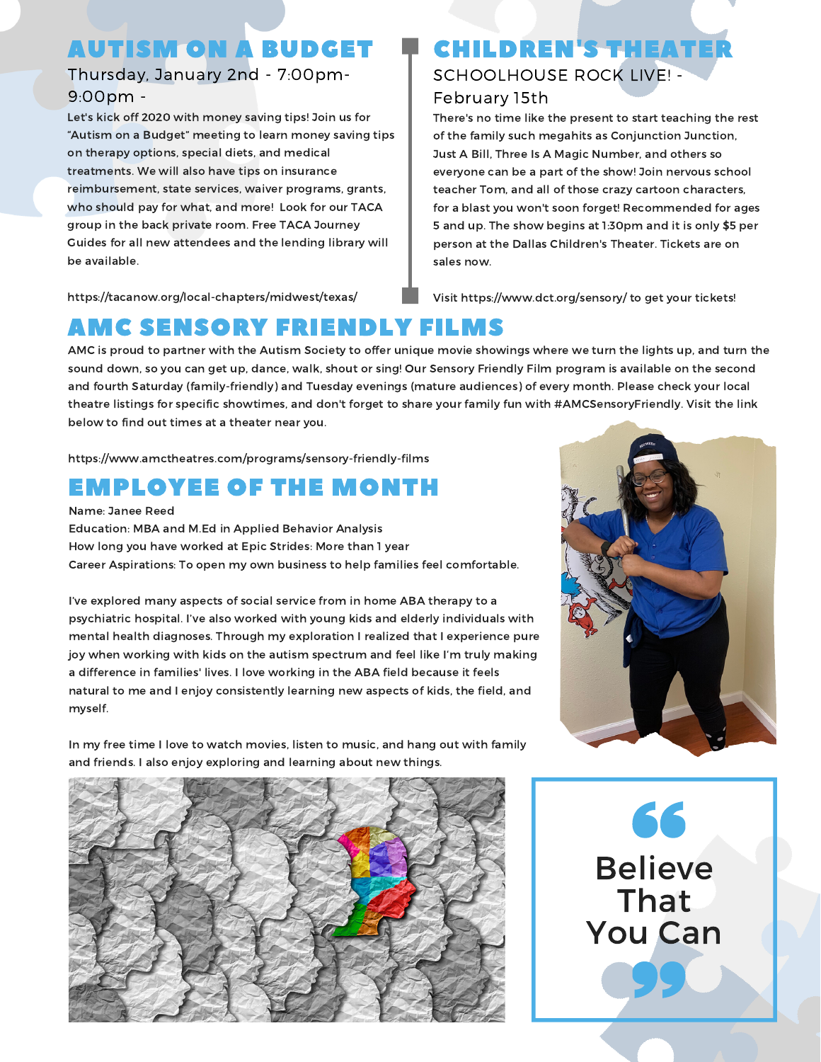## AUTISM ON A BUDGET

Thursday, January 2nd - 7:00pm-9:00pm -

Let's kick off 2020 with money saving tips! Join us for "Autism on a Budget" meeting to learn money saving tips on therapy options, special diets, and medical treatments. We will also have tips on insurance reimbursement, state services, waiver programs, grants, who should pay for what, and more! Look for our TACA group in the back private room. Free TACA Journey Guides for all new attendees and the lending library will be available.

https://tacanow.org/local-chapters/midwest/texas/

## CHILDREN'S THEATER

SCHOOLHOUSE ROCK LIVE! - February 15th

There's no time like the present to start teaching the rest of the family such megahits as Conjunction Junction, Just A Bill, Three Is A Magic Number, and others so everyone can be a part of the show! Join nervous school teacher Tom, and all of those crazy cartoon characters, for a blast you won't soon forget! Recommended for ages 5 and up. The show begins at 1:30pm and it is only $5 per person at the Dallas Children's Theater. Tickets are on sales now.

Visit https://www.dct.org/sensory/ to get your tickets!

## AMC SENSORY FRIENDLY FILMS

AMC is proud to partner with the Autism Society to offer unique movie showings where we turn the lights up, and turn the sound down, so you can get up, dance, walk, shout or sing! Our Sensory Friendly Film program is available on the second and fourth Saturday (family-friendly) and Tuesday evenings (mature audiences) of every month. Please check your local theatre listings for specific showtimes, and don't forget to share your family fun with #AMCSensoryFriendly. Visit the link below to find out times at a theater near you.

https://www.amctheatres.com/programs/sensory-friendly-films

## EMPLOYEE OF THE MONTH

Name: Janee Reed
Education: MBA and M.Ed in Applied Behavior Analysis
How long you have worked at Epic Strides: More than 1 year
Career Aspirations: To open my own business to help families feel comfortable.

I've explored many aspects of social service from in home ABA therapy to a psychiatric hospital. I've also worked with young kids and elderly individuals with mental health diagnoses. Through my exploration I realized that I experience pure joy when working with kids on the autism spectrum and feel like I'm truly making a difference in families' lives. I love working in the ABA field because it feels natural to me and I enjoy consistently learning new aspects of kids, the field, and myself.

In my free time I love to watch movies, listen to music, and hang out with family and friends. I also enjoy exploring and learning about new things.

> "Believe That You Can"